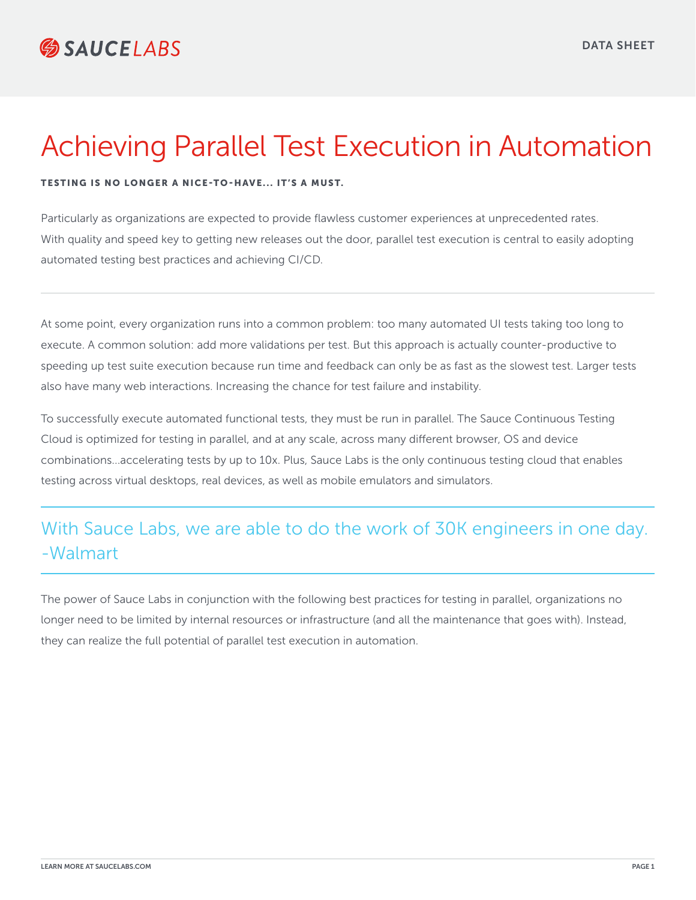# Achieving Parallel Test Execution in Automation

**TESTING IS NO LONGER A NICE-TO-HAVE… IT'S A MUST.**

Particularly as organizations are expected to provide flawless customer experiences at unprecedented rates. With quality and speed key to getting new releases out the door, parallel test execution is central to easily adopting automated testing best practices and achieving CI/CD.

---

At some point, every organization runs into a common problem: too many automated UI tests taking too long to execute. A common solution: add more validations per test. But this approach is actually counter-productive to speeding up test suite execution because run time and feedback can only be as fast as the slowest test. Larger tests also have many web interactions. Increasing the chance for test failure and instability.

To successfully execute automated functional tests, they must be run in parallel. The Sauce Continuous Testing Cloud is optimized for testing in parallel, and at any scale, across many different browser, OS and device combinations...accelerating tests by up to 10x. Plus, Sauce Labs is the only continuous testing cloud that enables testing across virtual desktops, real devices, as well as mobile emulators and simulators.

> With Sauce Labs, we are able to do the work of 30K engineers in one day.
> -Walmart

The power of Sauce Labs in conjunction with the following best practices for testing in parallel, organizations no longer need to be limited by internal resources or infrastructure (and all the maintenance that goes with). Instead, they can realize the full potential of parallel test execution in automation.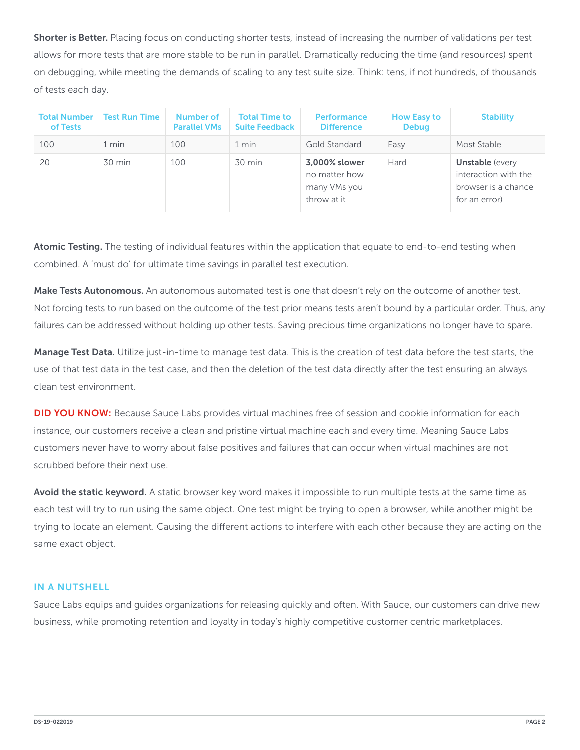**Shorter is Better.** Placing focus on conducting shorter tests, instead of increasing the number of validations per test allows for more tests that are more stable to be run in parallel. Dramatically reducing the time (and resources) spent on debugging, while meeting the demands of scaling to any test suite size. Think: tens, if not hundreds, of thousands of tests each day.

| Total Number of Tests | Test Run Time | Number of Parallel VMs | Total Time to Suite Feedback | Performance Difference | How Easy to Debug | Stability |
|---|---|---|---|---|---|---|
| 100 | 1 min | 100 | 1 min | Gold Standard | Easy | Most Stable |
| 20 | 30 min | 100 | 30 min | **3,000% slower** no matter how many VMs you throw at it | Hard | **Unstable** (every interaction with the browser is a chance for an error) |

**Atomic Testing.** The testing of individual features within the application that equate to end-to-end testing when combined. A 'must do' for ultimate time savings in parallel test execution.

**Make Tests Autonomous.** An autonomous automated test is one that doesn't rely on the outcome of another test. Not forcing tests to run based on the outcome of the test prior means tests aren't bound by a particular order. Thus, any failures can be addressed without holding up other tests. Saving precious time organizations no longer have to spare.

**Manage Test Data.** Utilize just-in-time to manage test data. This is the creation of test data before the test starts, the use of that test data in the test case, and then the deletion of the test data directly after the test ensuring an always clean test environment.

**DID YOU KNOW:** Because Sauce Labs provides virtual machines free of session and cookie information for each instance, our customers receive a clean and pristine virtual machine each and every time. Meaning Sauce Labs customers never have to worry about false positives and failures that can occur when virtual machines are not scrubbed before their next use.

**Avoid the static keyword.** A static browser key word makes it impossible to run multiple tests at the same time as each test will try to run using the same object. One test might be trying to open a browser, while another might be trying to locate an element. Causing the different actions to interfere with each other because they are acting on the same exact object.

## IN A NUTSHELL

Sauce Labs equips and guides organizations for releasing quickly and often. With Sauce, our customers can drive new business, while promoting retention and loyalty in today's highly competitive customer centric marketplaces.